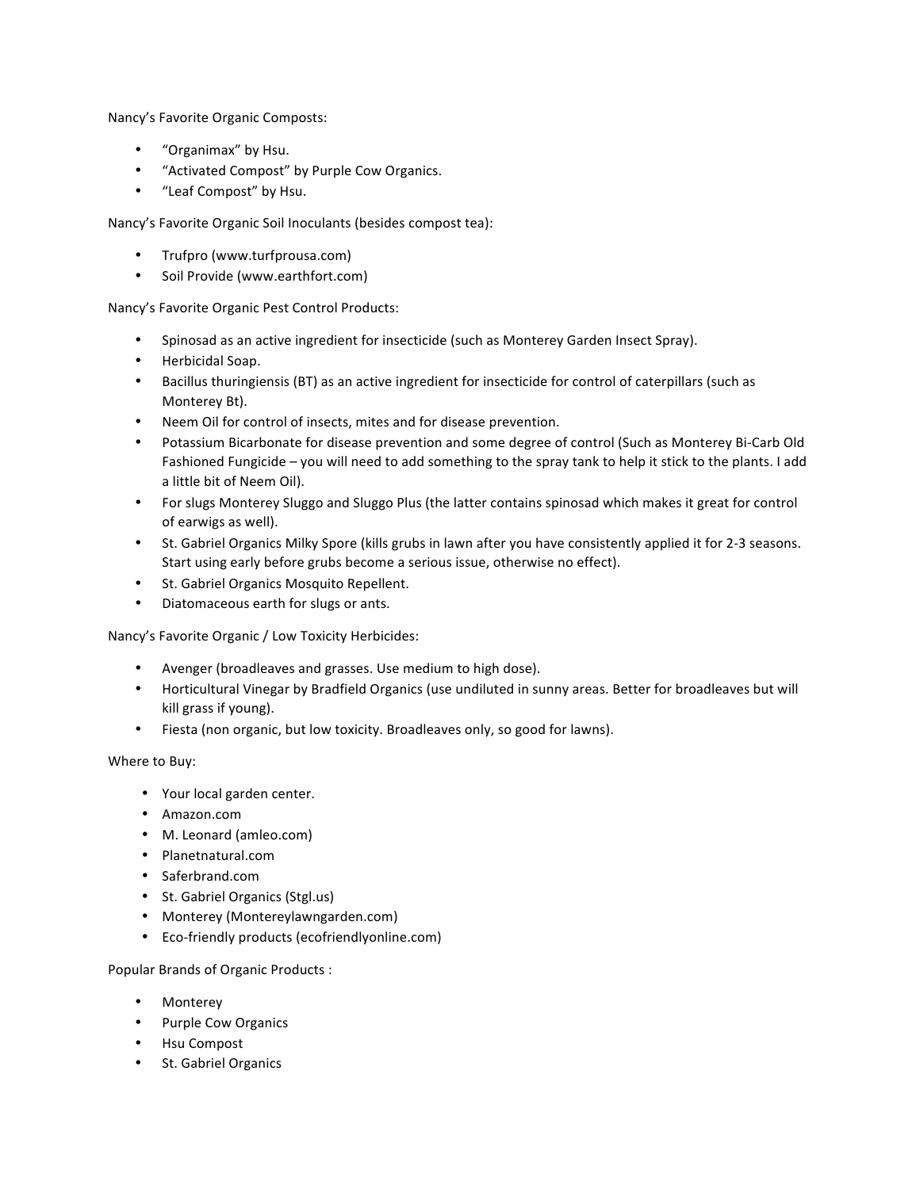Nancy's Favorite Organic Composts:

- "Organimax" by Hsu.
- "Activated Compost" by Purple Cow Organics.
- "Leaf Compost" by Hsu.

Nancy's Favorite Organic Soil Inoculants (besides compost tea):

- Trufpro (www.turfprousa.com)
- Soil Provide (www.earthfort.com)

Nancy's Favorite Organic Pest Control Products:

- Spinosad as an active ingredient for insecticide (such as Monterey Garden Insect Spray).
- Herbicidal Soap.
- Bacillus thuringiensis (BT) as an active ingredient for insecticide for control of caterpillars (such as Monterey Bt).
- Neem Oil for control of insects, mites and for disease prevention.
- Potassium Bicarbonate for disease prevention and some degree of control (Such as Monterey Bi-Carb Old Fashioned Fungicide – you will need to add something to the spray tank to help it stick to the plants. I add a little bit of Neem Oil).
- For slugs Monterey Sluggo and Sluggo Plus (the latter contains spinosad which makes it great for control of earwigs as well).
- St. Gabriel Organics Milky Spore (kills grubs in lawn after you have consistently applied it for 2-3 seasons. Start using early before grubs become a serious issue, otherwise no effect).
- St. Gabriel Organics Mosquito Repellent.
- Diatomaceous earth for slugs or ants.

Nancy's Favorite Organic / Low Toxicity Herbicides:

- Avenger (broadleaves and grasses. Use medium to high dose).
- Horticultural Vinegar by Bradfield Organics (use undiluted in sunny areas. Better for broadleaves but will kill grass if young).
- Fiesta (non organic, but low toxicity. Broadleaves only, so good for lawns).

Where to Buy:

- Your local garden center.
- Amazon.com
- M. Leonard (amleo.com)
- Planetnatural.com
- Saferbrand.com
- St. Gabriel Organics (Stgl.us)
- Monterey (Montereylawngarden.com)
- Eco-friendly products (ecofriendlyonline.com)

Popular Brands of Organic Products :

- Monterey
- Purple Cow Organics
- Hsu Compost
- St. Gabriel Organics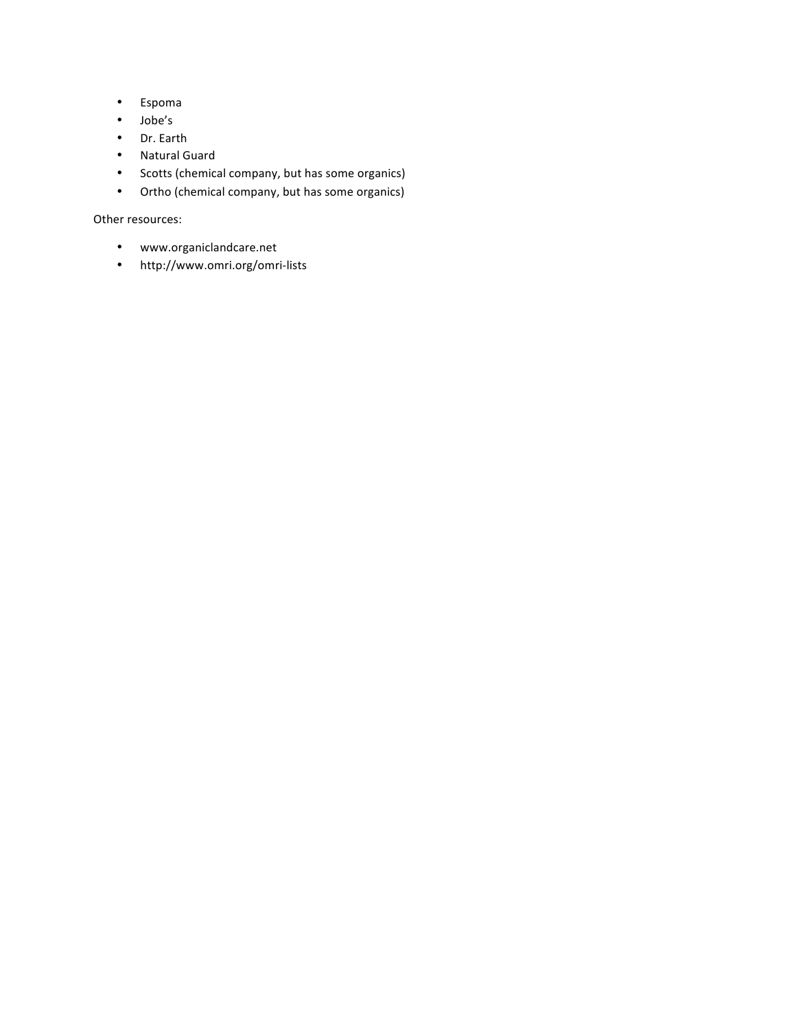- Espoma
- Jobe's
- Dr. Earth
- Natural Guard
- Scotts (chemical company, but has some organics)
- Ortho (chemical company, but has some organics)

Other resources:

- www.organiclandcare.net
- http://www.omri.org/omri-lists